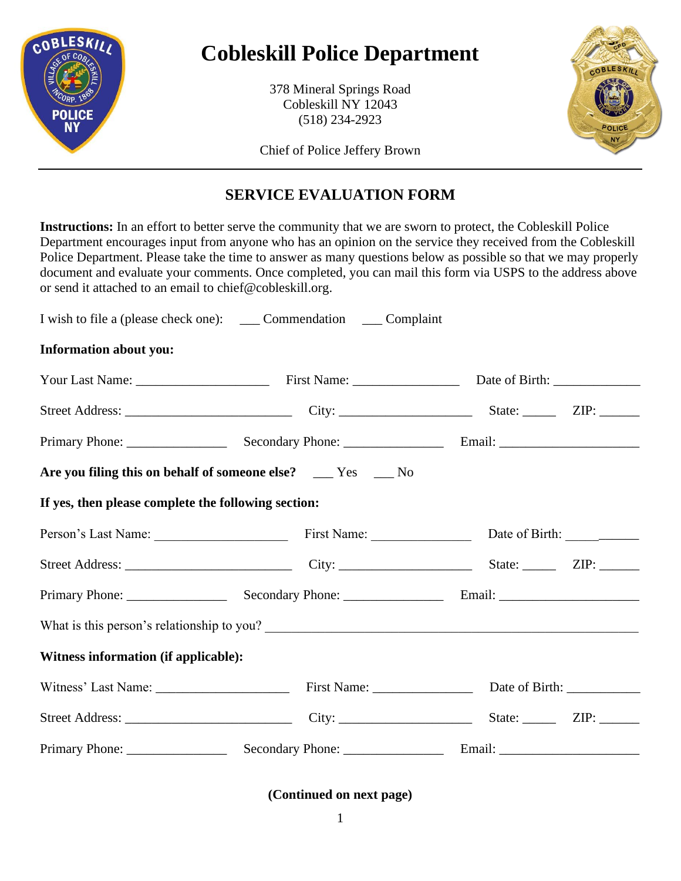# Cobleskill Police Department

378 Mineral Springs Road
Cobleskill NY 12043
(518) 234-2923

Chief of Police Jeffery Brown

---

## SERVICE EVALUATION FORM

**Instructions:** In an effort to better serve the community that we are sworn to protect, the Cobleskill Police Department encourages input from anyone who has an opinion on the service they received from the Cobleskill Police Department. Please take the time to answer as many questions below as possible so that we may properly document and evaluate your comments. Once completed, you can mail this form via USPS to the address above or send it attached to an email to chief@cobleskill.org.

I wish to file a (please check one): ___ Commendation ___ Complaint

**Information about you:**

Your Last Name: ____________________ First Name: ________________ Date of Birth: _____________

Street Address: _________________________ City: ____________________ State: _____ ZIP: ______

Primary Phone: _______________ Secondary Phone: _______________ Email: _____________________

**Are you filing this on behalf of someone else?** ___ Yes ___ No

**If yes, then please complete the following section:**

Person's Last Name: ____________________ First Name: _______________ Date of Birth: ___________

Street Address: _________________________ City: ____________________ State: _____ ZIP: ______

Primary Phone: _______________ Secondary Phone: _______________ Email: _____________________

What is this person's relationship to you? _______________________________________________________

**Witness information (if applicable):**

Witness' Last Name: ____________________ First Name: _______________ Date of Birth: ___________

Street Address: _________________________ City: ____________________ State: _____ ZIP: ______

Primary Phone: _______________ Secondary Phone: _______________ Email: _____________________

**(Continued on next page)**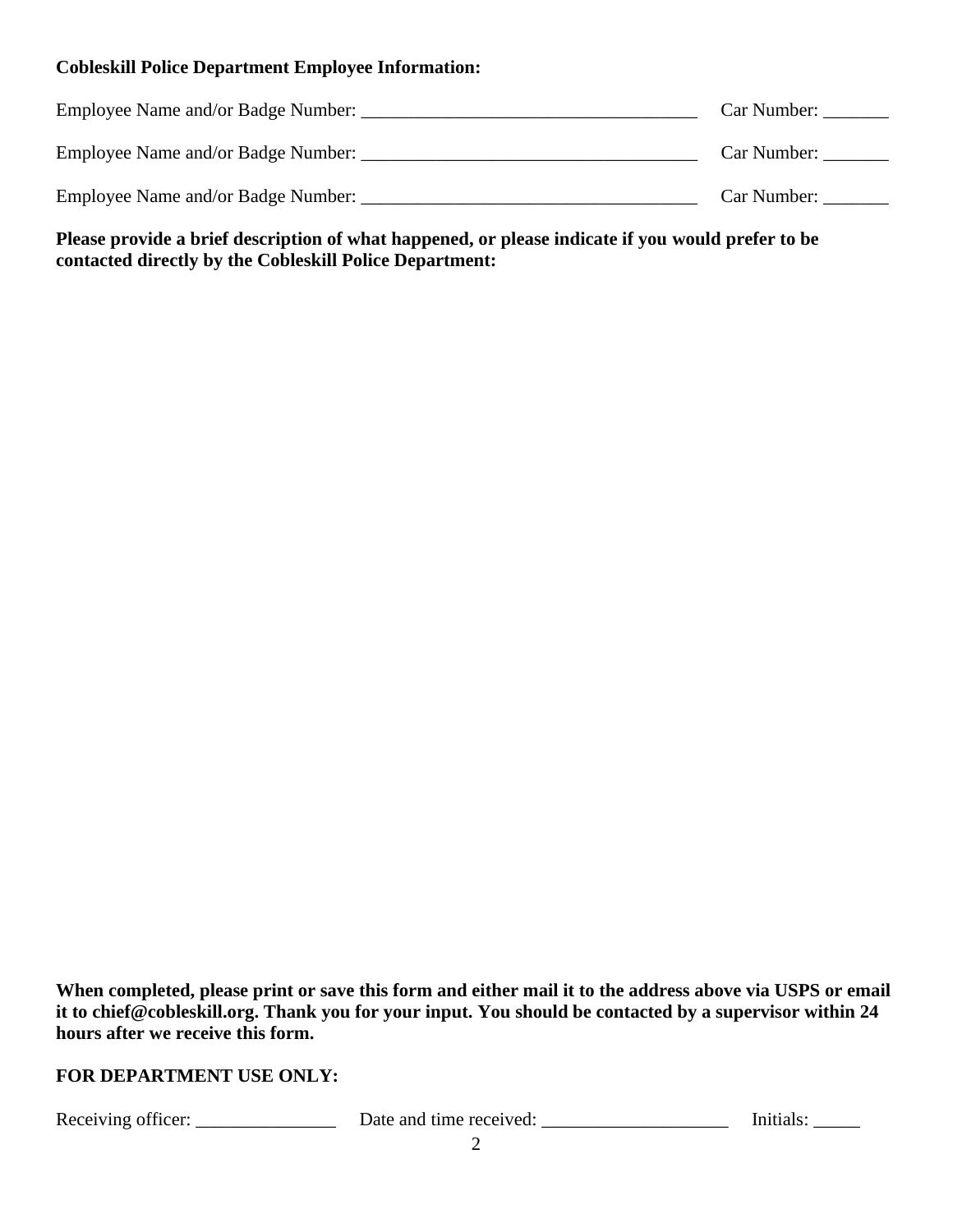**Cobleskill Police Department Employee Information:**

Employee Name and/or Badge Number: ____________________________________ Car Number: _______

Employee Name and/or Badge Number: ____________________________________ Car Number: _______

Employee Name and/or Badge Number: ____________________________________ Car Number: _______

**Please provide a brief description of what happened, or please indicate if you would prefer to be contacted directly by the Cobleskill Police Department:**

**When completed, please print or save this form and either mail it to the address above via USPS or email it to chief@cobleskill.org. Thank you for your input. You should be contacted by a supervisor within 24 hours after we receive this form.**

**FOR DEPARTMENT USE ONLY:**

Receiving officer: _______________ Date and time received: ____________________ Initials: _____